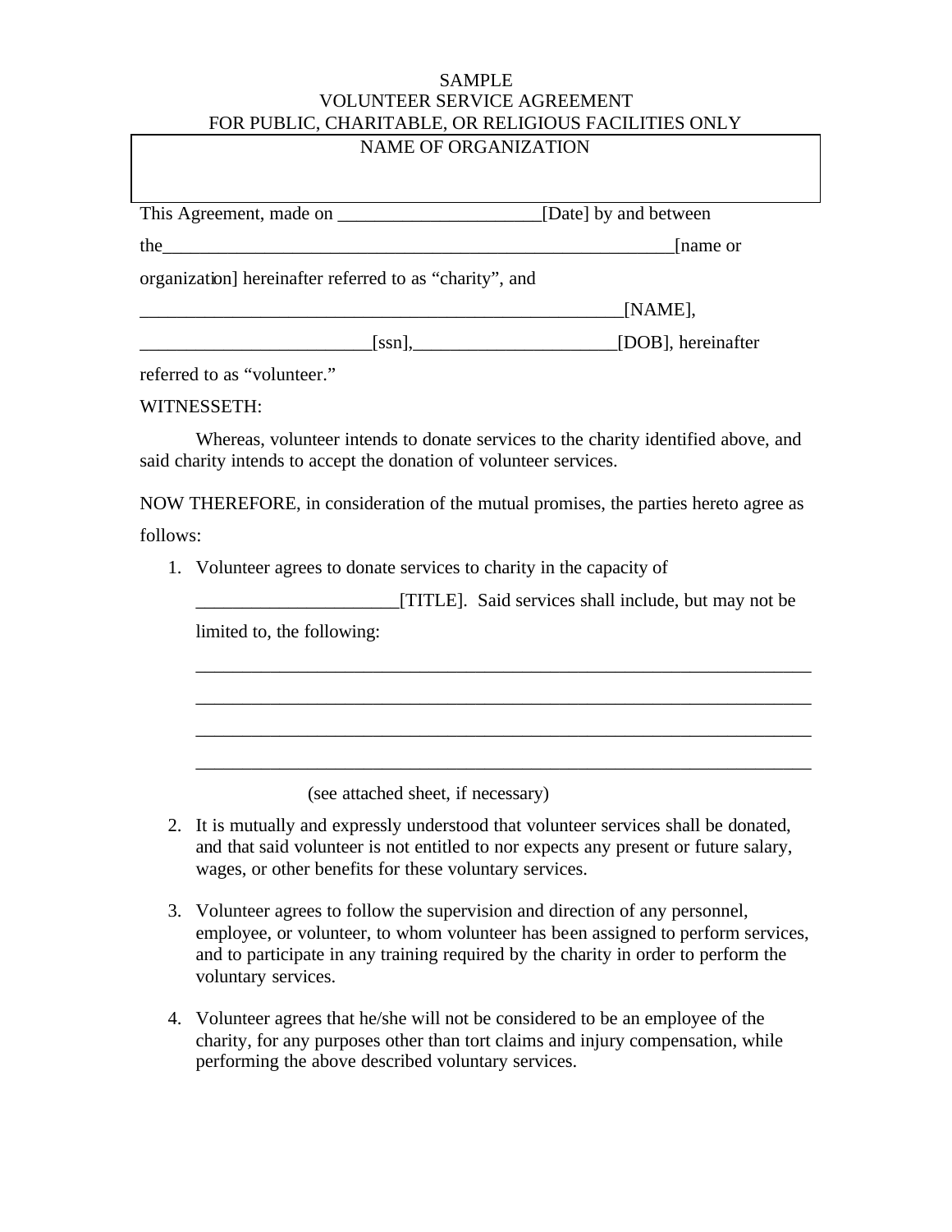SAMPLE

VOLUNTEER SERVICE AGREEMENT

FOR PUBLIC, CHARITABLE, OR RELIGIOUS FACILITIES ONLY

| NAME OF ORGANIZATION |
| --- |
| |

This Agreement, made on ______________________[Date] by and between

the________________________________________________________[name or organization] hereinafter referred to as "charity", and

_____________________________________________________[NAME],

_________________________[ssn],______________________[DOB], hereinafter referred to as "volunteer."

WITNESSETH:

Whereas, volunteer intends to donate services to the charity identified above, and said charity intends to accept the donation of volunteer services.

NOW THEREFORE, in consideration of the mutual promises, the parties hereto agree as follows:

1. Volunteer agrees to donate services to charity in the capacity of

   ______________________[TITLE]. Said services shall include, but may not be limited to, the following:

   ____________________________________________________________________

   ____________________________________________________________________

   ____________________________________________________________________

   ____________________________________________________________________

   (see attached sheet, if necessary)

2. It is mutually and expressly understood that volunteer services shall be donated, and that said volunteer is not entitled to nor expects any present or future salary, wages, or other benefits for these voluntary services.

3. Volunteer agrees to follow the supervision and direction of any personnel, employee, or volunteer, to whom volunteer has been assigned to perform services, and to participate in any training required by the charity in order to perform the voluntary services.

4. Volunteer agrees that he/she will not be considered to be an employee of the charity, for any purposes other than tort claims and injury compensation, while performing the above described voluntary services.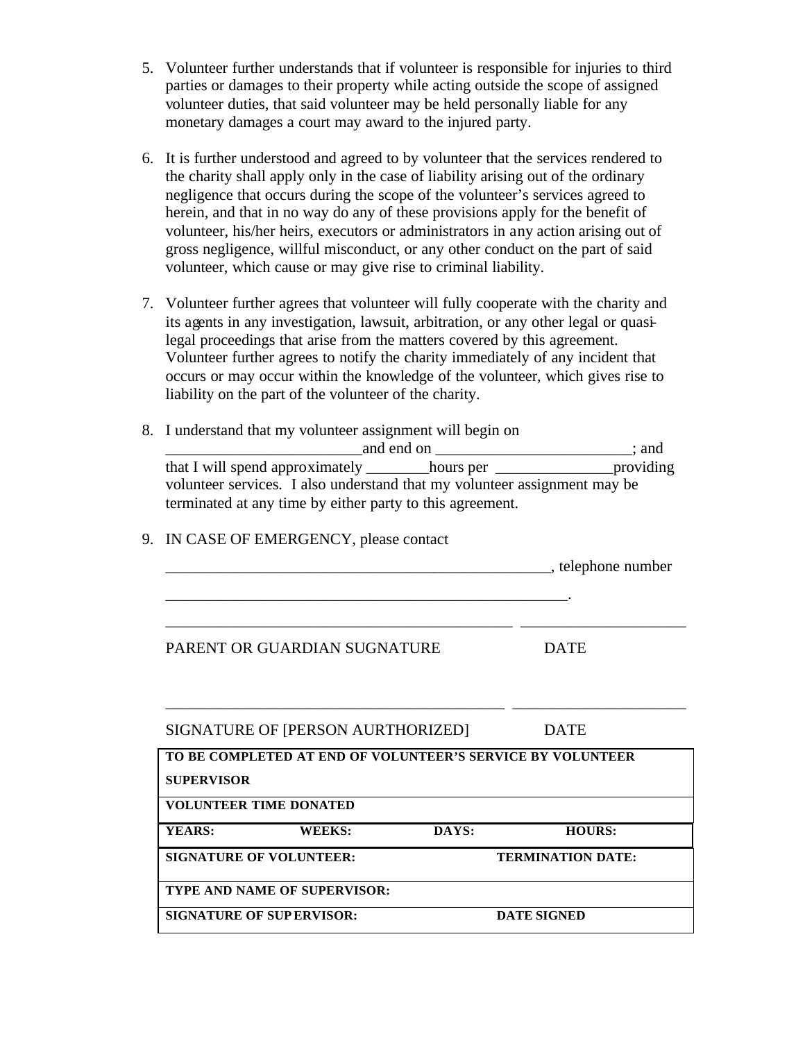5. Volunteer further understands that if volunteer is responsible for injuries to third parties or damages to their property while acting outside the scope of assigned volunteer duties, that said volunteer may be held personally liable for any monetary damages a court may award to the injured party.

6. It is further understood and agreed to by volunteer that the services rendered to the charity shall apply only in the case of liability arising out of the ordinary negligence that occurs during the scope of the volunteer's services agreed to herein, and that in no way do any of these provisions apply for the benefit of volunteer, his/her heirs, executors or administrators in any action arising out of gross negligence, willful misconduct, or any other conduct on the part of said volunteer, which cause or may give rise to criminal liability.

7. Volunteer further agrees that volunteer will fully cooperate with the charity and its agents in any investigation, lawsuit, arbitration, or any other legal or quasi-legal proceedings that arise from the matters covered by this agreement. Volunteer further agrees to notify the charity immediately of any incident that occurs or may occur within the knowledge of the volunteer, which gives rise to liability on the part of the volunteer of the charity.

8. I understand that my volunteer assignment will begin on _________________________and end on _________________________; and that I will spend approximately ________hours per _______________providing volunteer services. I also understand that my volunteer assignment may be terminated at any time by either party to this agreement.

9. IN CASE OF EMERGENCY, please contact

   __________________________________________________, telephone number

   _____________________________________________________.

_____________________________________________ _____________________

PARENT OR GUARDIAN SUGNATURE DATE

_____________________________________________ _____________________

SIGNATURE OF [PERSON AURTHORIZED] DATE

| | | | |
|---|---|---|---|
| **TO BE COMPLETED AT END OF VOLUNTEER'S SERVICE BY VOLUNTEER SUPERVISOR** | | | |
| **VOLUNTEER TIME DONATED** | | | |
| **YEARS:** | **WEEKS:** | **DAYS:** | **HOURS:** |
| **SIGNATURE OF VOLUNTEER:** | | **TERMINATION DATE:** | |
| **TYPE AND NAME OF SUPERVISOR:** | | | |
| **SIGNATURE OF SUPERVISOR:** | | **DATE SIGNED** | |